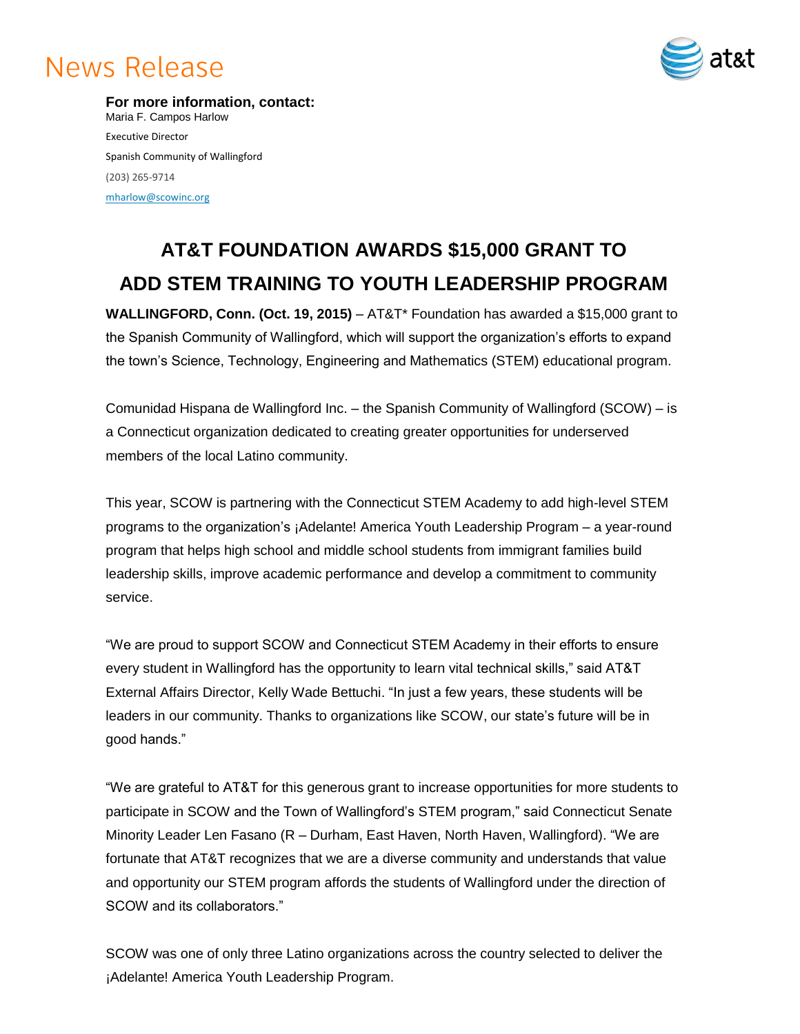# News Release

**For more information, contact:**
Maria F. Campos Harlow
Executive Director
Spanish Community of Wallingford
(203) 265-9714
mharlow@scowinc.org

## AT&T FOUNDATION AWARDS $15,000 GRANT TO ADD STEM TRAINING TO YOUTH LEADERSHIP PROGRAM

**WALLINGFORD, Conn. (Oct. 19, 2015)** – AT&T* Foundation has awarded a $15,000 grant to the Spanish Community of Wallingford, which will support the organization's efforts to expand the town's Science, Technology, Engineering and Mathematics (STEM) educational program.

Comunidad Hispana de Wallingford Inc. – the Spanish Community of Wallingford (SCOW) – is a Connecticut organization dedicated to creating greater opportunities for underserved members of the local Latino community.

This year, SCOW is partnering with the Connecticut STEM Academy to add high-level STEM programs to the organization's ¡Adelante! America Youth Leadership Program – a year-round program that helps high school and middle school students from immigrant families build leadership skills, improve academic performance and develop a commitment to community service.

"We are proud to support SCOW and Connecticut STEM Academy in their efforts to ensure every student in Wallingford has the opportunity to learn vital technical skills," said AT&T External Affairs Director, Kelly Wade Bettuchi. "In just a few years, these students will be leaders in our community. Thanks to organizations like SCOW, our state's future will be in good hands."

"We are grateful to AT&T for this generous grant to increase opportunities for more students to participate in SCOW and the Town of Wallingford's STEM program," said Connecticut Senate Minority Leader Len Fasano (R – Durham, East Haven, North Haven, Wallingford). "We are fortunate that AT&T recognizes that we are a diverse community and understands that value and opportunity our STEM program affords the students of Wallingford under the direction of SCOW and its collaborators."

SCOW was one of only three Latino organizations across the country selected to deliver the ¡Adelante! America Youth Leadership Program.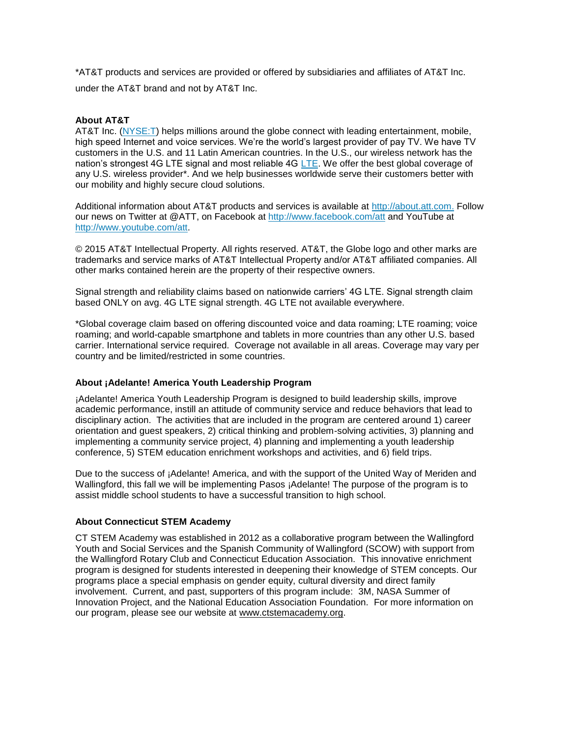*AT&T products and services are provided or offered by subsidiaries and affiliates of AT&T Inc. under the AT&T brand and not by AT&T Inc.

**About AT&T**

AT&T Inc. (NYSE:T) helps millions around the globe connect with leading entertainment, mobile, high speed Internet and voice services. We're the world's largest provider of pay TV. We have TV customers in the U.S. and 11 Latin American countries. In the U.S., our wireless network has the nation's strongest 4G LTE signal and most reliable 4G LTE. We offer the best global coverage of any U.S. wireless provider*. And we help businesses worldwide serve their customers better with our mobility and highly secure cloud solutions.

Additional information about AT&T products and services is available at http://about.att.com. Follow our news on Twitter at @ATT, on Facebook at http://www.facebook.com/att and YouTube at http://www.youtube.com/att.

© 2015 AT&T Intellectual Property. All rights reserved. AT&T, the Globe logo and other marks are trademarks and service marks of AT&T Intellectual Property and/or AT&T affiliated companies. All other marks contained herein are the property of their respective owners.

Signal strength and reliability claims based on nationwide carriers' 4G LTE. Signal strength claim based ONLY on avg. 4G LTE signal strength. 4G LTE not available everywhere.

*Global coverage claim based on offering discounted voice and data roaming; LTE roaming; voice roaming; and world-capable smartphone and tablets in more countries than any other U.S. based carrier. International service required. Coverage not available in all areas. Coverage may vary per country and be limited/restricted in some countries.

**About ¡Adelante! America Youth Leadership Program**

¡Adelante! America Youth Leadership Program is designed to build leadership skills, improve academic performance, instill an attitude of community service and reduce behaviors that lead to disciplinary action. The activities that are included in the program are centered around 1) career orientation and guest speakers, 2) critical thinking and problem-solving activities, 3) planning and implementing a community service project, 4) planning and implementing a youth leadership conference, 5) STEM education enrichment workshops and activities, and 6) field trips.

Due to the success of ¡Adelante! America, and with the support of the United Way of Meriden and Wallingford, this fall we will be implementing Pasos ¡Adelante! The purpose of the program is to assist middle school students to have a successful transition to high school.

**About Connecticut STEM Academy**

CT STEM Academy was established in 2012 as a collaborative program between the Wallingford Youth and Social Services and the Spanish Community of Wallingford (SCOW) with support from the Wallingford Rotary Club and Connecticut Education Association. This innovative enrichment program is designed for students interested in deepening their knowledge of STEM concepts. Our programs place a special emphasis on gender equity, cultural diversity and direct family involvement. Current, and past, supporters of this program include: 3M, NASA Summer of Innovation Project, and the National Education Association Foundation. For more information on our program, please see our website at www.ctstemacademy.org.